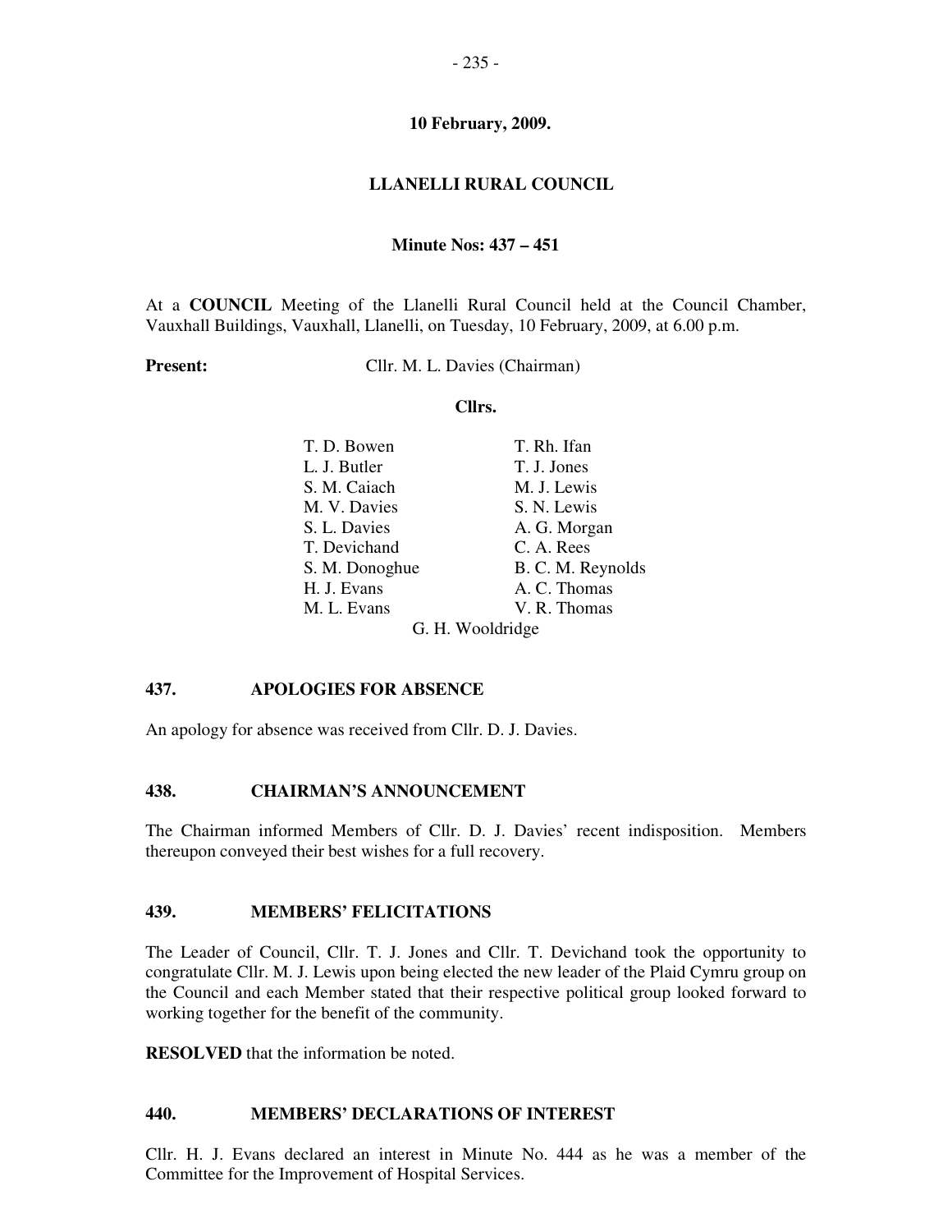**10 February, 2009.**

# LLANELLI RURAL COUNCIL

**Minute Nos: 437 – 451**

At a **COUNCIL** Meeting of the Llanelli Rural Council held at the Council Chamber, Vauxhall Buildings, Vauxhall, Llanelli, on Tuesday, 10 February, 2009, at 6.00 p.m.

**Present:** Cllr. M. L. Davies (Chairman)

**Cllrs.**

| | |
|---|---|
| T. D. Bowen | T. Rh. Ifan |
| L. J. Butler | T. J. Jones |
| S. M. Caiach | M. J. Lewis |
| M. V. Davies | S. N. Lewis |
| S. L. Davies | A. G. Morgan |
| T. Devichand | C. A. Rees |
| S. M. Donoghue | B. C. M. Reynolds |
| H. J. Evans | A. C. Thomas |
| M. L. Evans | V. R. Thomas |
| G. H. Wooldridge | |

## 437. APOLOGIES FOR ABSENCE

An apology for absence was received from Cllr. D. J. Davies.

## 438. CHAIRMAN'S ANNOUNCEMENT

The Chairman informed Members of Cllr. D. J. Davies' recent indisposition. Members thereupon conveyed their best wishes for a full recovery.

## 439. MEMBERS' FELICITATIONS

The Leader of Council, Cllr. T. J. Jones and Cllr. T. Devichand took the opportunity to congratulate Cllr. M. J. Lewis upon being elected the new leader of the Plaid Cymru group on the Council and each Member stated that their respective political group looked forward to working together for the benefit of the community.

**RESOLVED** that the information be noted.

## 440. MEMBERS' DECLARATIONS OF INTEREST

Cllr. H. J. Evans declared an interest in Minute No. 444 as he was a member of the Committee for the Improvement of Hospital Services.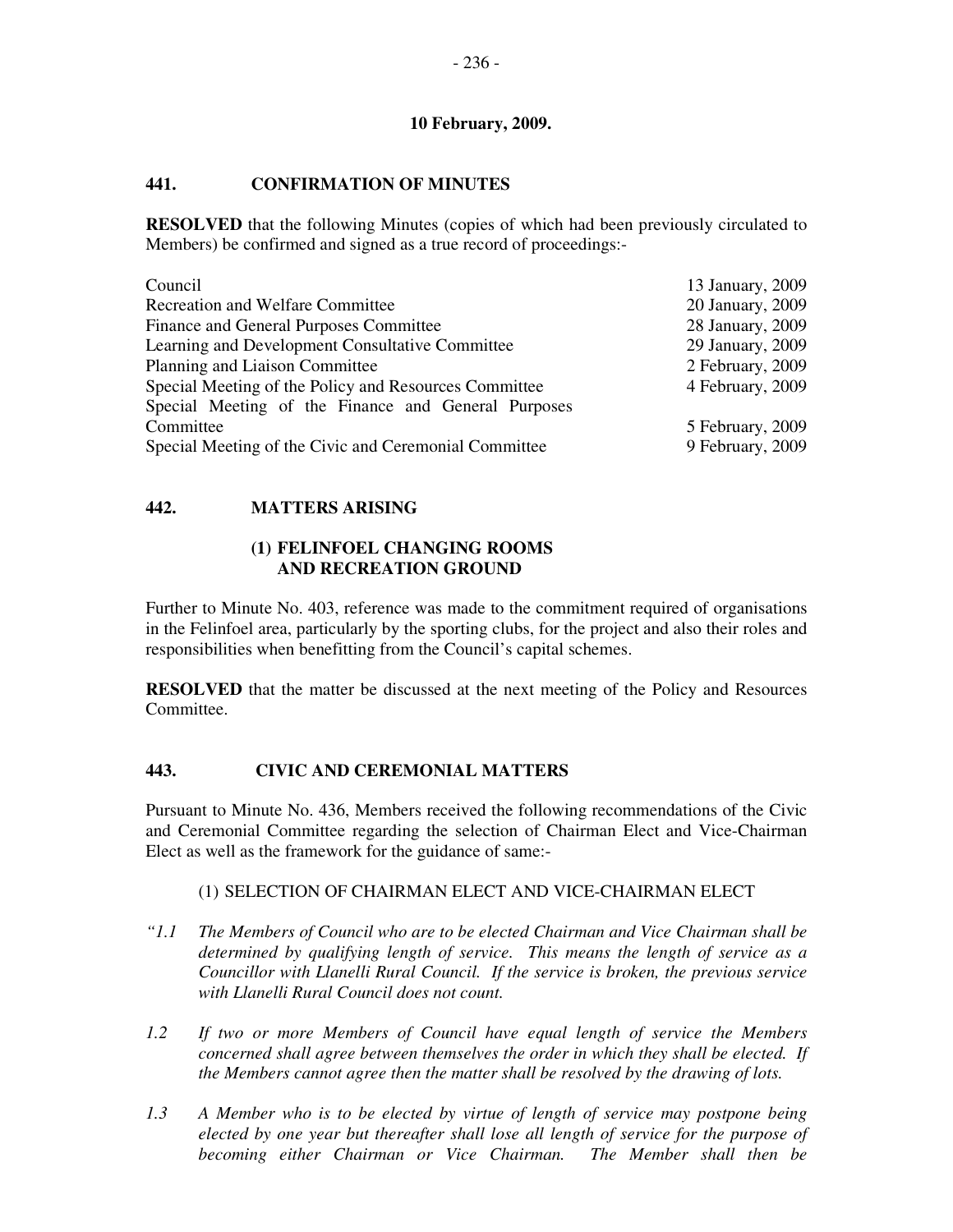**10 February, 2009.**

## 441. CONFIRMATION OF MINUTES

**RESOLVED** that the following Minutes (copies of which had been previously circulated to Members) be confirmed and signed as a true record of proceedings:-

| | |
|---|---|
| Council | 13 January, 2009 |
| Recreation and Welfare Committee | 20 January, 2009 |
| Finance and General Purposes Committee | 28 January, 2009 |
| Learning and Development Consultative Committee | 29 January, 2009 |
| Planning and Liaison Committee | 2 February, 2009 |
| Special Meeting of the Policy and Resources Committee | 4 February, 2009 |
| Special Meeting of the Finance and General Purposes Committee | 5 February, 2009 |
| Special Meeting of the Civic and Ceremonial Committee | 9 February, 2009 |

## 442. MATTERS ARISING

### (1) FELINFOEL CHANGING ROOMS AND RECREATION GROUND

Further to Minute No. 403, reference was made to the commitment required of organisations in the Felinfoel area, particularly by the sporting clubs, for the project and also their roles and responsibilities when benefitting from the Council's capital schemes.

**RESOLVED** that the matter be discussed at the next meeting of the Policy and Resources Committee.

## 443. CIVIC AND CEREMONIAL MATTERS

Pursuant to Minute No. 436, Members received the following recommendations of the Civic and Ceremonial Committee regarding the selection of Chairman Elect and Vice-Chairman Elect as well as the framework for the guidance of same:-

(1) SELECTION OF CHAIRMAN ELECT AND VICE-CHAIRMAN ELECT

*"1.1 The Members of Council who are to be elected Chairman and Vice Chairman shall be determined by qualifying length of service. This means the length of service as a Councillor with Llanelli Rural Council. If the service is broken, the previous service with Llanelli Rural Council does not count.*

*1.2 If two or more Members of Council have equal length of service the Members concerned shall agree between themselves the order in which they shall be elected. If the Members cannot agree then the matter shall be resolved by the drawing of lots.*

*1.3 A Member who is to be elected by virtue of length of service may postpone being elected by one year but thereafter shall lose all length of service for the purpose of becoming either Chairman or Vice Chairman. The Member shall then be*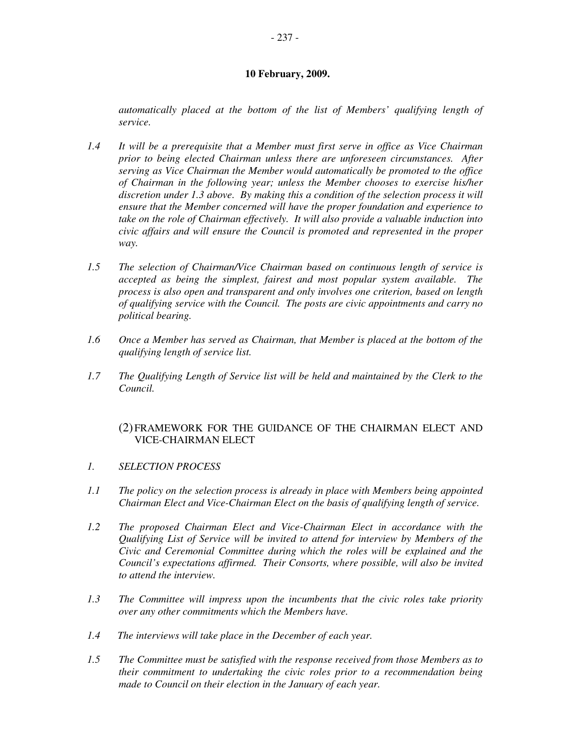**10 February, 2009.**

*automatically placed at the bottom of the list of Members' qualifying length of service.*

*1.4 It will be a prerequisite that a Member must first serve in office as Vice Chairman prior to being elected Chairman unless there are unforeseen circumstances. After serving as Vice Chairman the Member would automatically be promoted to the office of Chairman in the following year; unless the Member chooses to exercise his/her discretion under 1.3 above. By making this a condition of the selection process it will ensure that the Member concerned will have the proper foundation and experience to take on the role of Chairman effectively. It will also provide a valuable induction into civic affairs and will ensure the Council is promoted and represented in the proper way.*

*1.5 The selection of Chairman/Vice Chairman based on continuous length of service is accepted as being the simplest, fairest and most popular system available. The process is also open and transparent and only involves one criterion, based on length of qualifying service with the Council. The posts are civic appointments and carry no political bearing.*

*1.6 Once a Member has served as Chairman, that Member is placed at the bottom of the qualifying length of service list.*

*1.7 The Qualifying Length of Service list will be held and maintained by the Clerk to the Council.*

(2) FRAMEWORK FOR THE GUIDANCE OF THE CHAIRMAN ELECT AND VICE-CHAIRMAN ELECT

*1. SELECTION PROCESS*

*1.1 The policy on the selection process is already in place with Members being appointed Chairman Elect and Vice-Chairman Elect on the basis of qualifying length of service.*

*1.2 The proposed Chairman Elect and Vice-Chairman Elect in accordance with the Qualifying List of Service will be invited to attend for interview by Members of the Civic and Ceremonial Committee during which the roles will be explained and the Council's expectations affirmed. Their Consorts, where possible, will also be invited to attend the interview.*

*1.3 The Committee will impress upon the incumbents that the civic roles take priority over any other commitments which the Members have.*

*1.4 The interviews will take place in the December of each year.*

*1.5 The Committee must be satisfied with the response received from those Members as to their commitment to undertaking the civic roles prior to a recommendation being made to Council on their election in the January of each year.*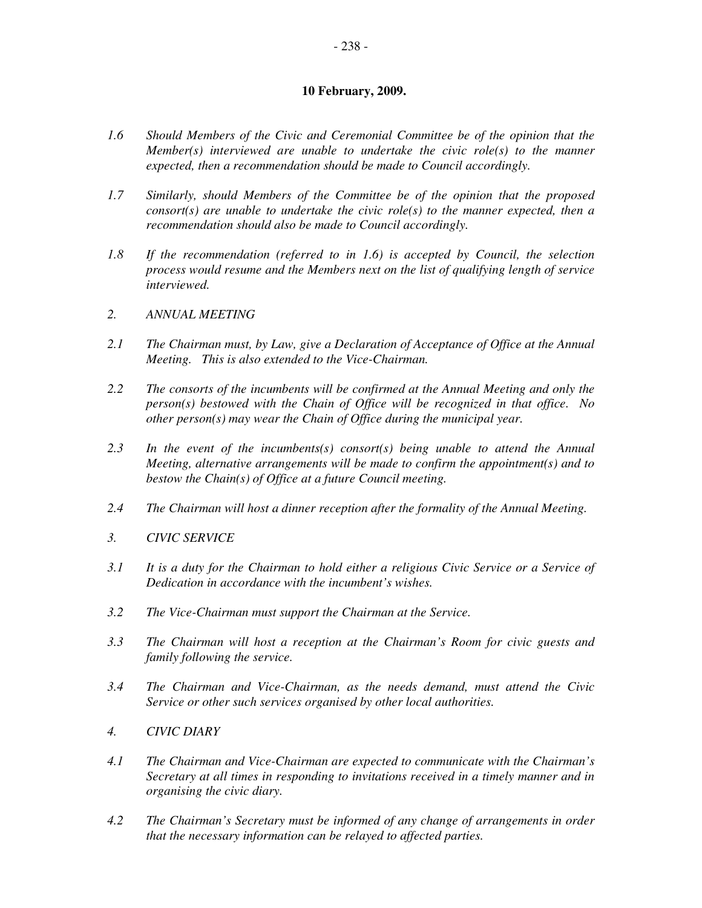**10 February, 2009.**

*1.6 Should Members of the Civic and Ceremonial Committee be of the opinion that the Member(s) interviewed are unable to undertake the civic role(s) to the manner expected, then a recommendation should be made to Council accordingly.*

*1.7 Similarly, should Members of the Committee be of the opinion that the proposed consort(s) are unable to undertake the civic role(s) to the manner expected, then a recommendation should also be made to Council accordingly.*

*1.8 If the recommendation (referred to in 1.6) is accepted by Council, the selection process would resume and the Members next on the list of qualifying length of service interviewed.*

*2. ANNUAL MEETING*

*2.1 The Chairman must, by Law, give a Declaration of Acceptance of Office at the Annual Meeting. This is also extended to the Vice-Chairman.*

*2.2 The consorts of the incumbents will be confirmed at the Annual Meeting and only the person(s) bestowed with the Chain of Office will be recognized in that office. No other person(s) may wear the Chain of Office during the municipal year.*

*2.3 In the event of the incumbents(s) consort(s) being unable to attend the Annual Meeting, alternative arrangements will be made to confirm the appointment(s) and to bestow the Chain(s) of Office at a future Council meeting.*

*2.4 The Chairman will host a dinner reception after the formality of the Annual Meeting.*

*3. CIVIC SERVICE*

*3.1 It is a duty for the Chairman to hold either a religious Civic Service or a Service of Dedication in accordance with the incumbent's wishes.*

*3.2 The Vice-Chairman must support the Chairman at the Service.*

*3.3 The Chairman will host a reception at the Chairman's Room for civic guests and family following the service.*

*3.4 The Chairman and Vice-Chairman, as the needs demand, must attend the Civic Service or other such services organised by other local authorities.*

*4. CIVIC DIARY*

*4.1 The Chairman and Vice-Chairman are expected to communicate with the Chairman's Secretary at all times in responding to invitations received in a timely manner and in organising the civic diary.*

*4.2 The Chairman's Secretary must be informed of any change of arrangements in order that the necessary information can be relayed to affected parties.*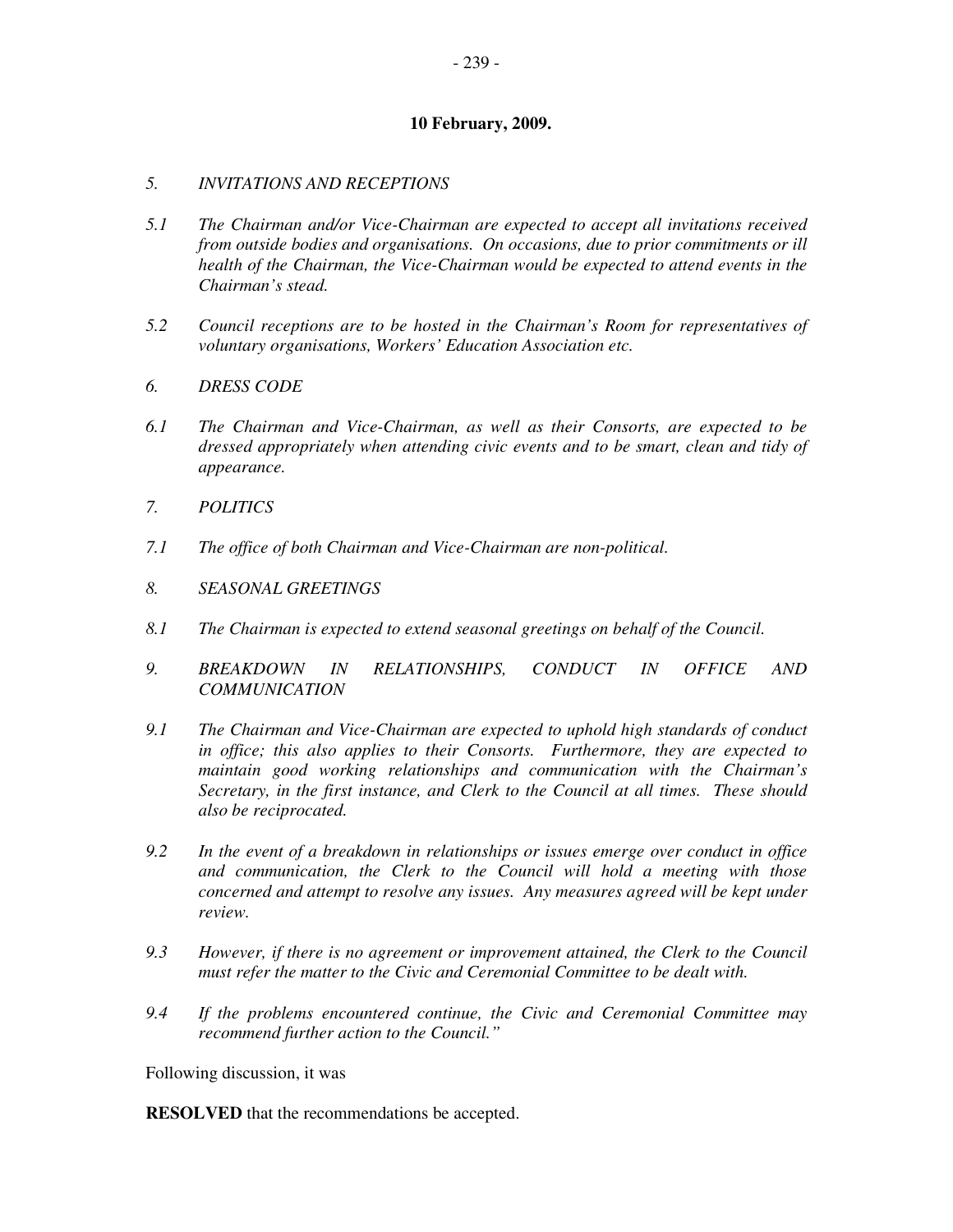**10 February, 2009.**

*5. INVITATIONS AND RECEPTIONS*

*5.1 The Chairman and/or Vice-Chairman are expected to accept all invitations received from outside bodies and organisations. On occasions, due to prior commitments or ill health of the Chairman, the Vice-Chairman would be expected to attend events in the Chairman's stead.*

*5.2 Council receptions are to be hosted in the Chairman's Room for representatives of voluntary organisations, Workers' Education Association etc.*

*6. DRESS CODE*

*6.1 The Chairman and Vice-Chairman, as well as their Consorts, are expected to be dressed appropriately when attending civic events and to be smart, clean and tidy of appearance.*

*7. POLITICS*

*7.1 The office of both Chairman and Vice-Chairman are non-political.*

*8. SEASONAL GREETINGS*

*8.1 The Chairman is expected to extend seasonal greetings on behalf of the Council.*

*9. BREAKDOWN IN RELATIONSHIPS, CONDUCT IN OFFICE AND COMMUNICATION*

*9.1 The Chairman and Vice-Chairman are expected to uphold high standards of conduct in office; this also applies to their Consorts. Furthermore, they are expected to maintain good working relationships and communication with the Chairman's Secretary, in the first instance, and Clerk to the Council at all times. These should also be reciprocated.*

*9.2 In the event of a breakdown in relationships or issues emerge over conduct in office and communication, the Clerk to the Council will hold a meeting with those concerned and attempt to resolve any issues. Any measures agreed will be kept under review.*

*9.3 However, if there is no agreement or improvement attained, the Clerk to the Council must refer the matter to the Civic and Ceremonial Committee to be dealt with.*

*9.4 If the problems encountered continue, the Civic and Ceremonial Committee may recommend further action to the Council."*

Following discussion, it was

**RESOLVED** that the recommendations be accepted.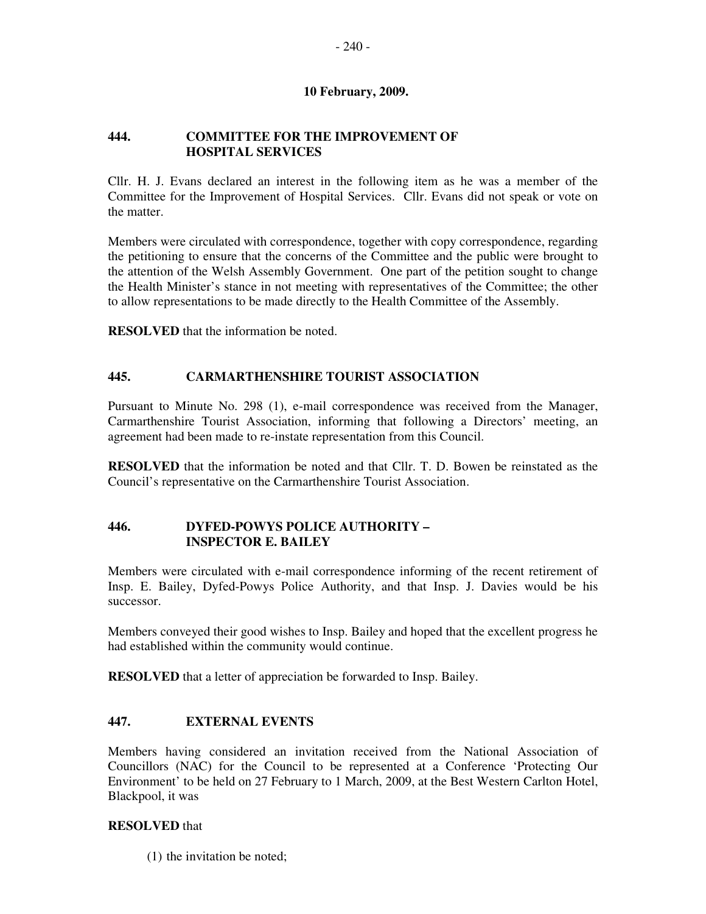**10 February, 2009.**

## 444. COMMITTEE FOR THE IMPROVEMENT OF HOSPITAL SERVICES

Cllr. H. J. Evans declared an interest in the following item as he was a member of the Committee for the Improvement of Hospital Services. Cllr. Evans did not speak or vote on the matter.

Members were circulated with correspondence, together with copy correspondence, regarding the petitioning to ensure that the concerns of the Committee and the public were brought to the attention of the Welsh Assembly Government. One part of the petition sought to change the Health Minister's stance in not meeting with representatives of the Committee; the other to allow representations to be made directly to the Health Committee of the Assembly.

**RESOLVED** that the information be noted.

## 445. CARMARTHENSHIRE TOURIST ASSOCIATION

Pursuant to Minute No. 298 (1), e-mail correspondence was received from the Manager, Carmarthenshire Tourist Association, informing that following a Directors' meeting, an agreement had been made to re-instate representation from this Council.

**RESOLVED** that the information be noted and that Cllr. T. D. Bowen be reinstated as the Council's representative on the Carmarthenshire Tourist Association.

## 446. DYFED-POWYS POLICE AUTHORITY – INSPECTOR E. BAILEY

Members were circulated with e-mail correspondence informing of the recent retirement of Insp. E. Bailey, Dyfed-Powys Police Authority, and that Insp. J. Davies would be his successor.

Members conveyed their good wishes to Insp. Bailey and hoped that the excellent progress he had established within the community would continue.

**RESOLVED** that a letter of appreciation be forwarded to Insp. Bailey.

## 447. EXTERNAL EVENTS

Members having considered an invitation received from the National Association of Councillors (NAC) for the Council to be represented at a Conference 'Protecting Our Environment' to be held on 27 February to 1 March, 2009, at the Best Western Carlton Hotel, Blackpool, it was

**RESOLVED** that

(1) the invitation be noted;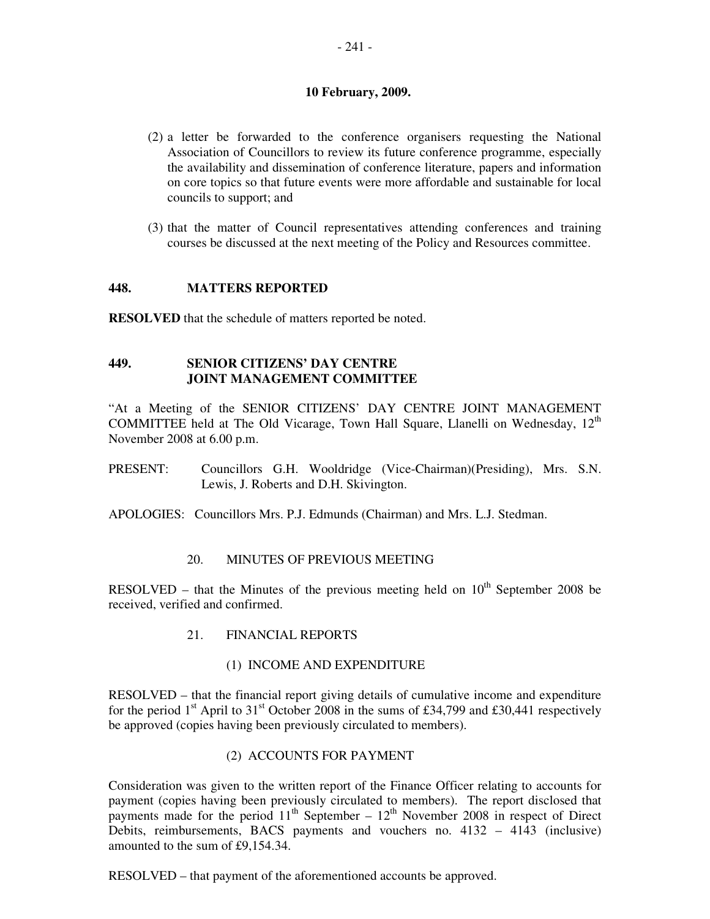**10 February, 2009.**

(2) a letter be forwarded to the conference organisers requesting the National Association of Councillors to review its future conference programme, especially the availability and dissemination of conference literature, papers and information on core topics so that future events were more affordable and sustainable for local councils to support; and

(3) that the matter of Council representatives attending conferences and training courses be discussed at the next meeting of the Policy and Resources committee.

## 448. MATTERS REPORTED

**RESOLVED** that the schedule of matters reported be noted.

## 449. SENIOR CITIZENS' DAY CENTRE JOINT MANAGEMENT COMMITTEE

"At a Meeting of the SENIOR CITIZENS' DAY CENTRE JOINT MANAGEMENT COMMITTEE held at The Old Vicarage, Town Hall Square, Llanelli on Wednesday, 12th November 2008 at 6.00 p.m.

PRESENT: Councillors G.H. Wooldridge (Vice-Chairman)(Presiding), Mrs. S.N. Lewis, J. Roberts and D.H. Skivington.

APOLOGIES: Councillors Mrs. P.J. Edmunds (Chairman) and Mrs. L.J. Stedman.

20. MINUTES OF PREVIOUS MEETING

RESOLVED – that the Minutes of the previous meeting held on 10th September 2008 be received, verified and confirmed.

21. FINANCIAL REPORTS

(1) INCOME AND EXPENDITURE

RESOLVED – that the financial report giving details of cumulative income and expenditure for the period 1st April to 31st October 2008 in the sums of £34,799 and £30,441 respectively be approved (copies having been previously circulated to members).

(2) ACCOUNTS FOR PAYMENT

Consideration was given to the written report of the Finance Officer relating to accounts for payment (copies having been previously circulated to members). The report disclosed that payments made for the period 11th September – 12th November 2008 in respect of Direct Debits, reimbursements, BACS payments and vouchers no. 4132 – 4143 (inclusive) amounted to the sum of £9,154.34.

RESOLVED – that payment of the aforementioned accounts be approved.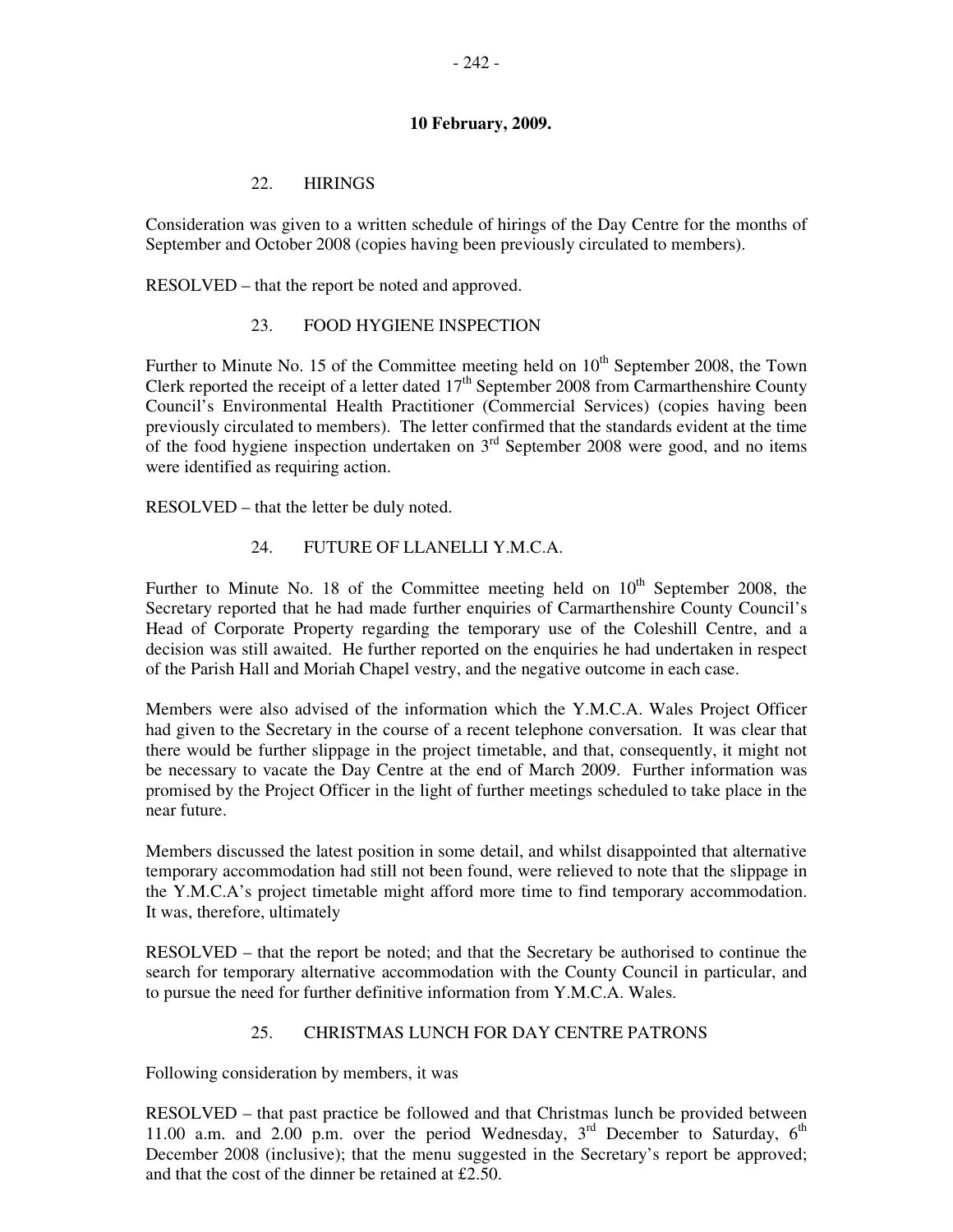**10 February, 2009.**

22. HIRINGS

Consideration was given to a written schedule of hirings of the Day Centre for the months of September and October 2008 (copies having been previously circulated to members).

RESOLVED – that the report be noted and approved.

23. FOOD HYGIENE INSPECTION

Further to Minute No. 15 of the Committee meeting held on 10th September 2008, the Town Clerk reported the receipt of a letter dated 17th September 2008 from Carmarthenshire County Council's Environmental Health Practitioner (Commercial Services) (copies having been previously circulated to members). The letter confirmed that the standards evident at the time of the food hygiene inspection undertaken on 3rd September 2008 were good, and no items were identified as requiring action.

RESOLVED – that the letter be duly noted.

24. FUTURE OF LLANELLI Y.M.C.A.

Further to Minute No. 18 of the Committee meeting held on 10th September 2008, the Secretary reported that he had made further enquiries of Carmarthenshire County Council's Head of Corporate Property regarding the temporary use of the Coleshill Centre, and a decision was still awaited. He further reported on the enquiries he had undertaken in respect of the Parish Hall and Moriah Chapel vestry, and the negative outcome in each case.

Members were also advised of the information which the Y.M.C.A. Wales Project Officer had given to the Secretary in the course of a recent telephone conversation. It was clear that there would be further slippage in the project timetable, and that, consequently, it might not be necessary to vacate the Day Centre at the end of March 2009. Further information was promised by the Project Officer in the light of further meetings scheduled to take place in the near future.

Members discussed the latest position in some detail, and whilst disappointed that alternative temporary accommodation had still not been found, were relieved to note that the slippage in the Y.M.C.A's project timetable might afford more time to find temporary accommodation. It was, therefore, ultimately

RESOLVED – that the report be noted; and that the Secretary be authorised to continue the search for temporary alternative accommodation with the County Council in particular, and to pursue the need for further definitive information from Y.M.C.A. Wales.

25. CHRISTMAS LUNCH FOR DAY CENTRE PATRONS

Following consideration by members, it was

RESOLVED – that past practice be followed and that Christmas lunch be provided between 11.00 a.m. and 2.00 p.m. over the period Wednesday, 3rd December to Saturday, 6th December 2008 (inclusive); that the menu suggested in the Secretary's report be approved; and that the cost of the dinner be retained at £2.50.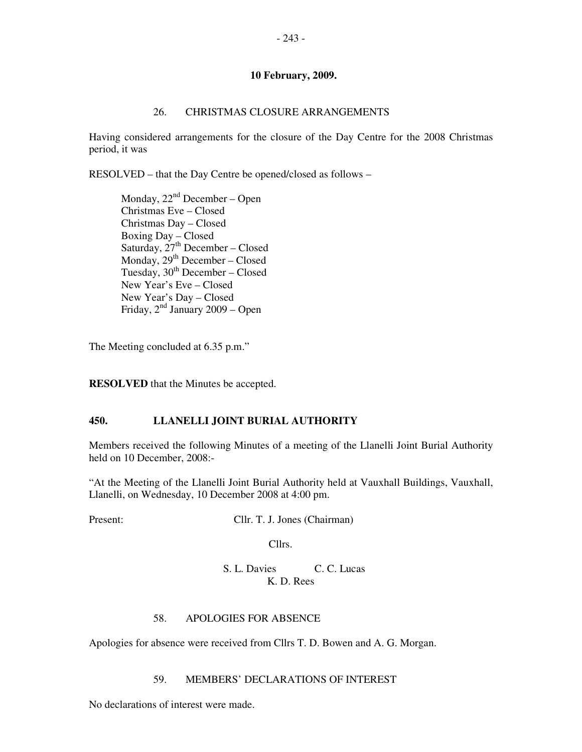**10 February, 2009.**

26. CHRISTMAS CLOSURE ARRANGEMENTS

Having considered arrangements for the closure of the Day Centre for the 2008 Christmas period, it was

RESOLVED – that the Day Centre be opened/closed as follows –

Monday, 22nd December – Open
Christmas Eve – Closed
Christmas Day – Closed
Boxing Day – Closed
Saturday, 27th December – Closed
Monday, 29th December – Closed
Tuesday, 30th December – Closed
New Year's Eve – Closed
New Year's Day – Closed
Friday, 2nd January 2009 – Open

The Meeting concluded at 6.35 p.m."

**RESOLVED** that the Minutes be accepted.

## 450. LLANELLI JOINT BURIAL AUTHORITY

Members received the following Minutes of a meeting of the Llanelli Joint Burial Authority held on 10 December, 2008:-

"At the Meeting of the Llanelli Joint Burial Authority held at Vauxhall Buildings, Vauxhall, Llanelli, on Wednesday, 10 December 2008 at 4:00 pm.

Present: Cllr. T. J. Jones (Chairman)

Cllrs.

S. L. Davies C. C. Lucas
K. D. Rees

58. APOLOGIES FOR ABSENCE

Apologies for absence were received from Cllrs T. D. Bowen and A. G. Morgan.

59. MEMBERS' DECLARATIONS OF INTEREST

No declarations of interest were made.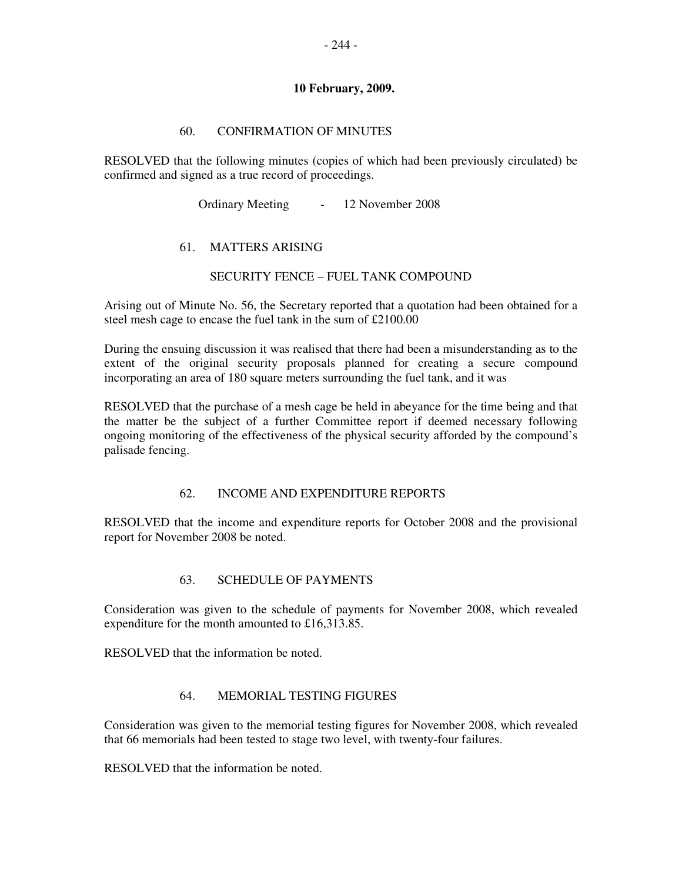**10 February, 2009.**

## 60. CONFIRMATION OF MINUTES

RESOLVED that the following minutes (copies of which had been previously circulated) be confirmed and signed as a true record of proceedings.

Ordinary Meeting - 12 November 2008

## 61. MATTERS ARISING

### SECURITY FENCE – FUEL TANK COMPOUND

Arising out of Minute No. 56, the Secretary reported that a quotation had been obtained for a steel mesh cage to encase the fuel tank in the sum of £2100.00

During the ensuing discussion it was realised that there had been a misunderstanding as to the extent of the original security proposals planned for creating a secure compound incorporating an area of 180 square meters surrounding the fuel tank, and it was

RESOLVED that the purchase of a mesh cage be held in abeyance for the time being and that the matter be the subject of a further Committee report if deemed necessary following ongoing monitoring of the effectiveness of the physical security afforded by the compound's palisade fencing.

## 62. INCOME AND EXPENDITURE REPORTS

RESOLVED that the income and expenditure reports for October 2008 and the provisional report for November 2008 be noted.

## 63. SCHEDULE OF PAYMENTS

Consideration was given to the schedule of payments for November 2008, which revealed expenditure for the month amounted to £16,313.85.

RESOLVED that the information be noted.

## 64. MEMORIAL TESTING FIGURES

Consideration was given to the memorial testing figures for November 2008, which revealed that 66 memorials had been tested to stage two level, with twenty-four failures.

RESOLVED that the information be noted.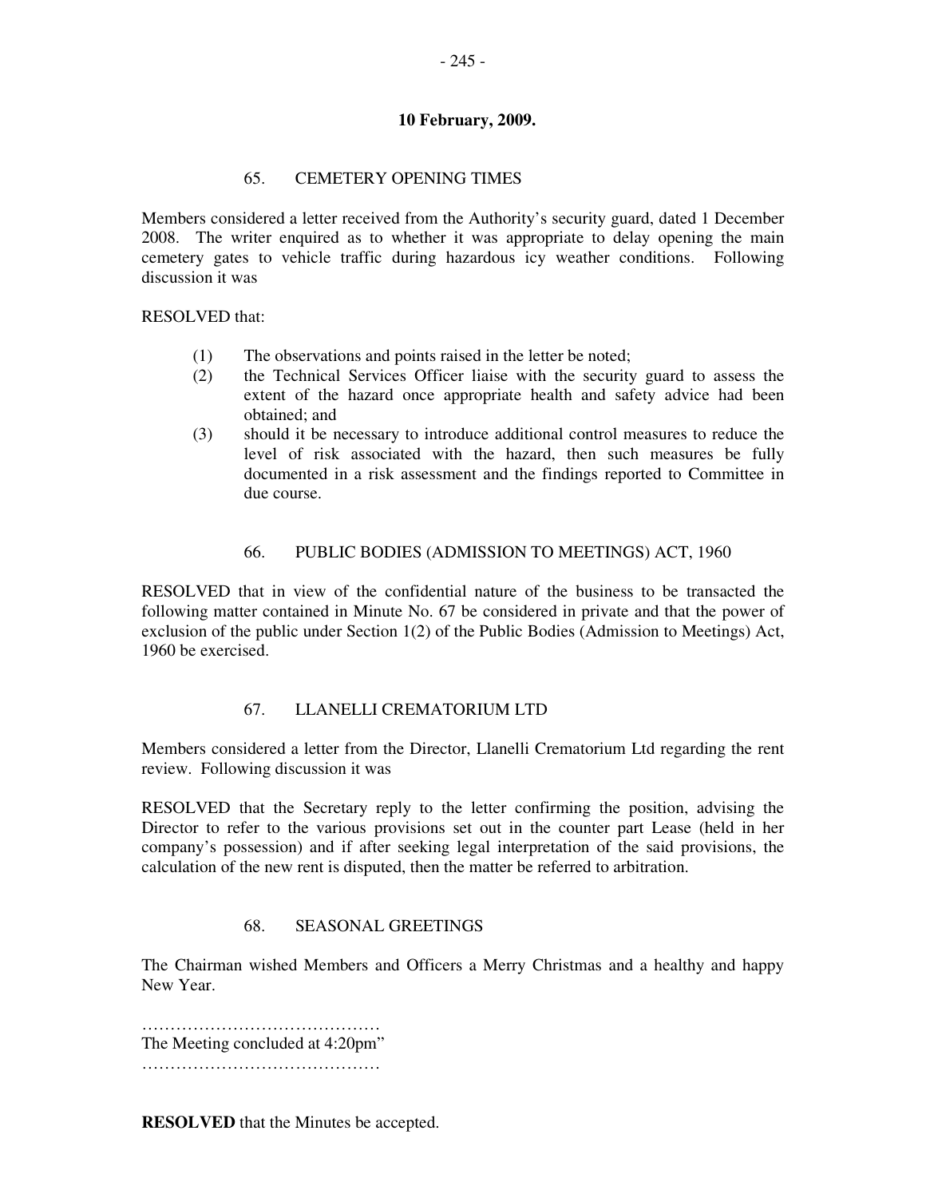**10 February, 2009.**

65. CEMETERY OPENING TIMES

Members considered a letter received from the Authority's security guard, dated 1 December 2008. The writer enquired as to whether it was appropriate to delay opening the main cemetery gates to vehicle traffic during hazardous icy weather conditions. Following discussion it was

RESOLVED that:

(1) The observations and points raised in the letter be noted;
(2) the Technical Services Officer liaise with the security guard to assess the extent of the hazard once appropriate health and safety advice had been obtained; and
(3) should it be necessary to introduce additional control measures to reduce the level of risk associated with the hazard, then such measures be fully documented in a risk assessment and the findings reported to Committee in due course.

66. PUBLIC BODIES (ADMISSION TO MEETINGS) ACT, 1960

RESOLVED that in view of the confidential nature of the business to be transacted the following matter contained in Minute No. 67 be considered in private and that the power of exclusion of the public under Section 1(2) of the Public Bodies (Admission to Meetings) Act, 1960 be exercised.

67. LLANELLI CREMATORIUM LTD

Members considered a letter from the Director, Llanelli Crematorium Ltd regarding the rent review. Following discussion it was

RESOLVED that the Secretary reply to the letter confirming the position, advising the Director to refer to the various provisions set out in the counter part Lease (held in her company's possession) and if after seeking legal interpretation of the said provisions, the calculation of the new rent is disputed, then the matter be referred to arbitration.

68. SEASONAL GREETINGS

The Chairman wished Members and Officers a Merry Christmas and a healthy and happy New Year.

……………………………………
The Meeting concluded at 4:20pm"
……………………………………

**RESOLVED** that the Minutes be accepted.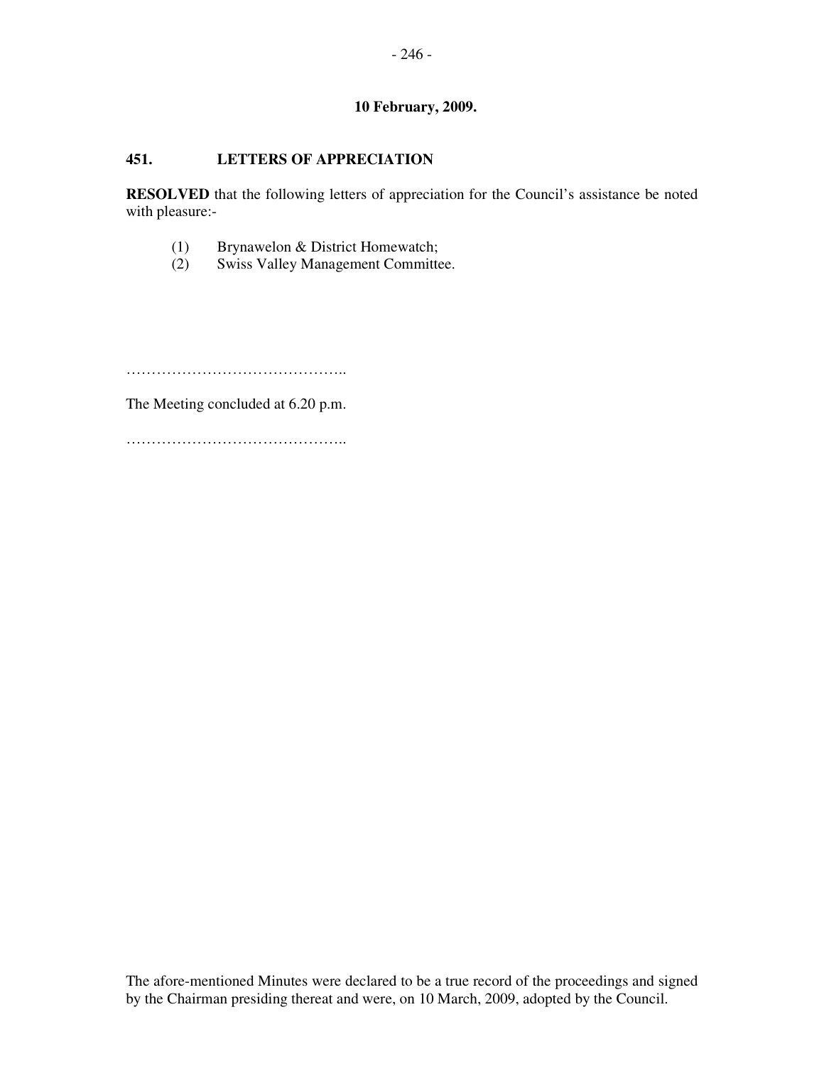**10 February, 2009.**

## 451. LETTERS OF APPRECIATION

**RESOLVED** that the following letters of appreciation for the Council's assistance be noted with pleasure:-

(1) Brynawelon & District Homewatch;
(2) Swiss Valley Management Committee.

……………………………………..

The Meeting concluded at 6.20 p.m.

……………………………………..

The afore-mentioned Minutes were declared to be a true record of the proceedings and signed by the Chairman presiding thereat and were, on 10 March, 2009, adopted by the Council.